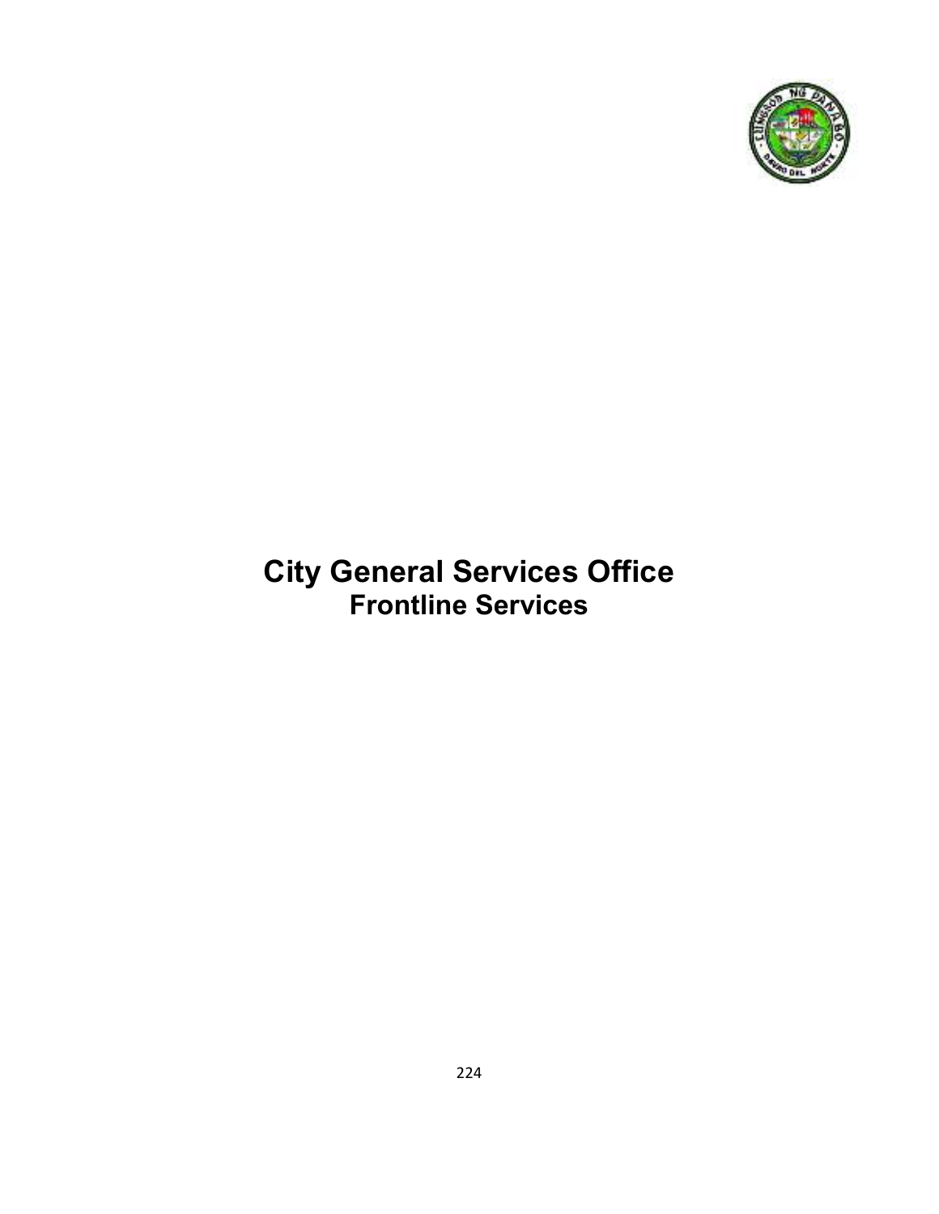# City General Services Office

## Frontline Services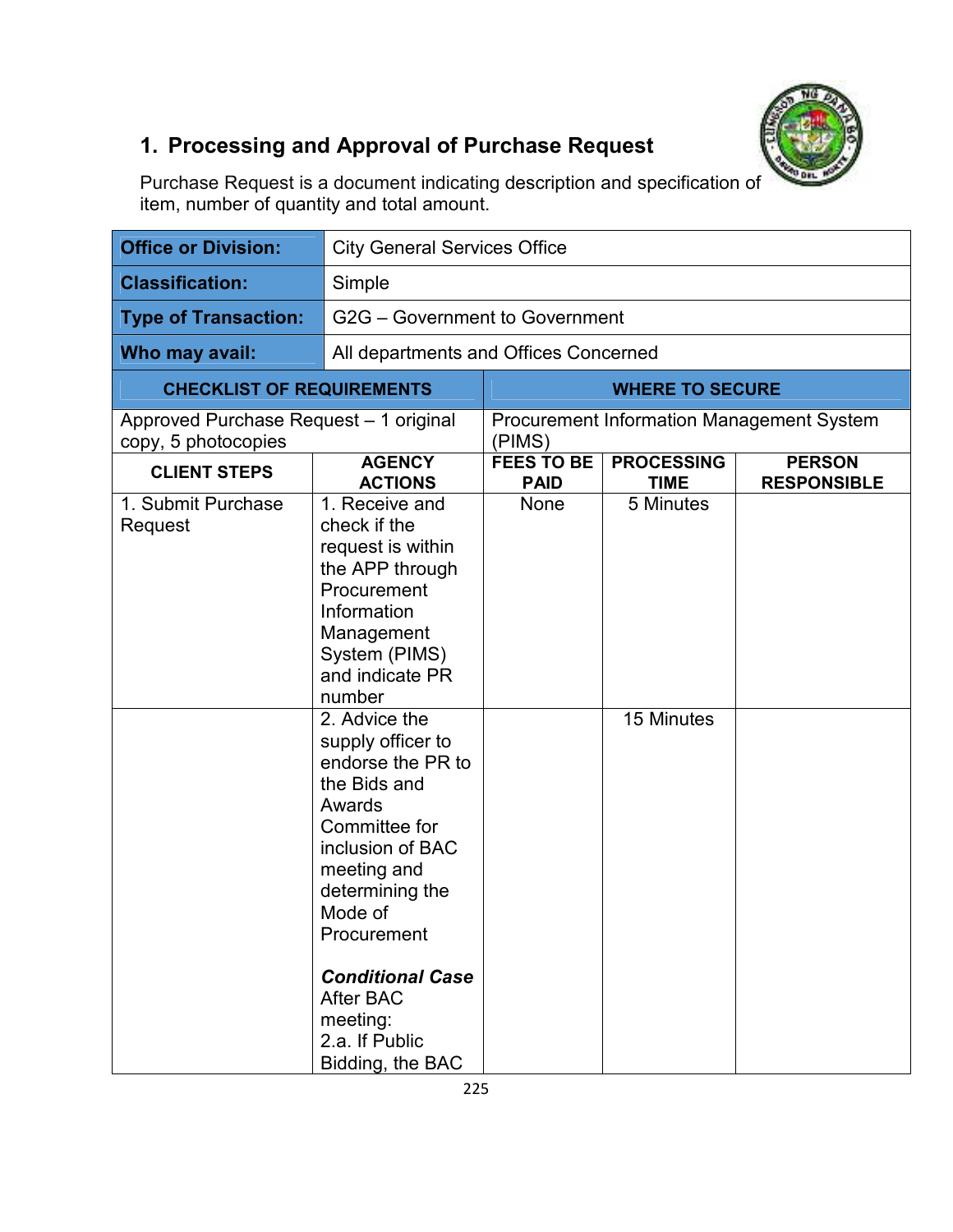## 1. Processing and Approval of Purchase Request

Purchase Request is a document indicating description and specification of item, number of quantity and total amount.

| **Office or Division:** | City General Services Office | | | |
|---|---|---|---|---|
| **Classification:** | Simple | | | |
| **Type of Transaction:** | G2G – Government to Government | | | |
| **Who may avail:** | All departments and Offices Concerned | | | |
| **CHECKLIST OF REQUIREMENTS** | | **WHERE TO SECURE** | | |
| Approved Purchase Request – 1 original copy, 5 photocopies | | Procurement Information Management System (PIMS) | | |
| **CLIENT STEPS** | **AGENCY ACTIONS** | **FEES TO BE PAID** | **PROCESSING TIME** | **PERSON RESPONSIBLE** |
| 1. Submit Purchase Request | 1. Receive and check if the request is within the APP through Procurement Information Management System (PIMS) and indicate PR number | None | 5 Minutes | |
| | 2. Advice the supply officer to endorse the PR to the Bids and Awards Committee for inclusion of BAC meeting and determining the Mode of Procurement<br><br>***Conditional Case***<br>After BAC meeting:<br>2.a. If Public Bidding, the BAC | | 15 Minutes | |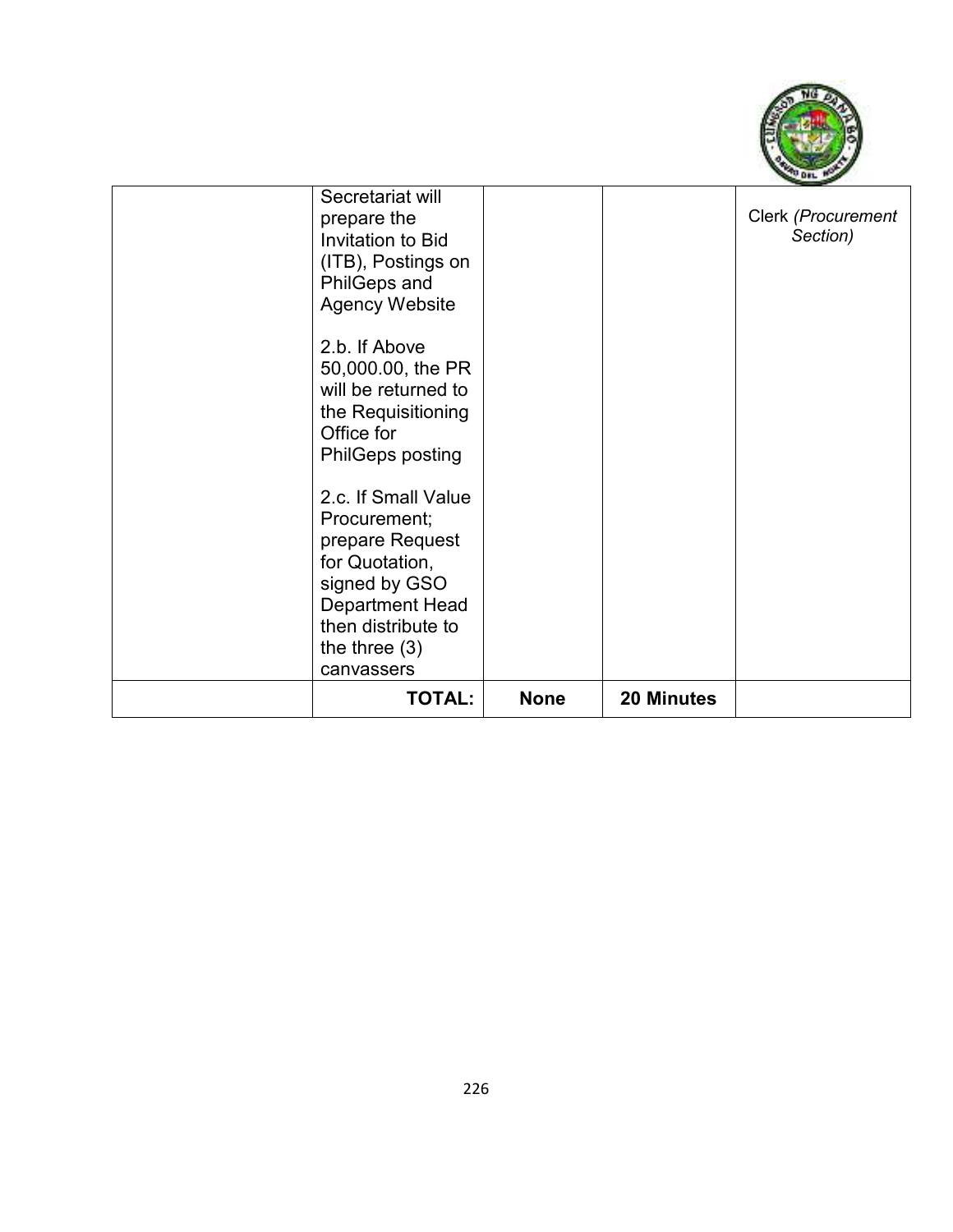| | | | | |
|---|---|---|---|---|
| | Secretariat will prepare the Invitation to Bid (ITB), Postings on PhilGeps and Agency Website<br><br>2.b. If Above 50,000.00, the PR will be returned to the Requisitioning Office for PhilGeps posting<br><br>2.c. If Small Value Procurement; prepare Request for Quotation, signed by GSO Department Head then distribute to the three (3) canvassers | | | Clerk *(Procurement Section)* |
| | **TOTAL:** | **None** | **20 Minutes** | |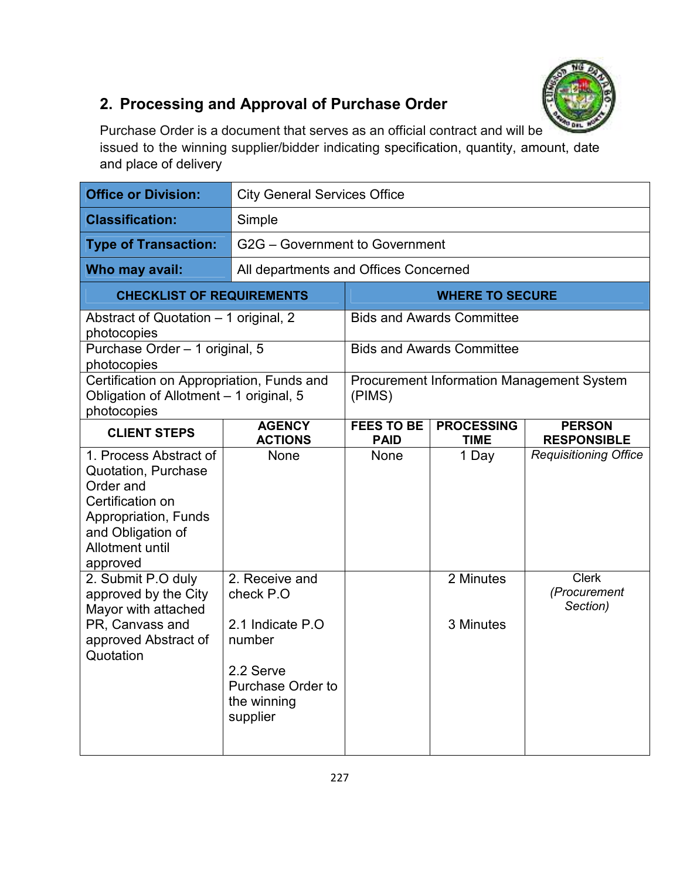## 2. Processing and Approval of Purchase Order

Purchase Order is a document that serves as an official contract and will be issued to the winning supplier/bidder indicating specification, quantity, amount, date and place of delivery

| **Office or Division:** | City General Services Office |
|---|---|
| **Classification:** | Simple |
| **Type of Transaction:** | G2G – Government to Government |
| **Who may avail:** | All departments and Offices Concerned |

| CHECKLIST OF REQUIREMENTS | WHERE TO SECURE |
|---|---|
| Abstract of Quotation – 1 original, 2 photocopies | Bids and Awards Committee |
| Purchase Order – 1 original, 5 photocopies | Bids and Awards Committee |
| Certification on Appropriation, Funds and Obligation of Allotment – 1 original, 5 photocopies | Procurement Information Management System (PIMS) |

| CLIENT STEPS | AGENCY ACTIONS | FEES TO BE PAID | PROCESSING TIME | PERSON RESPONSIBLE |
|---|---|---|---|---|
| 1. Process Abstract of Quotation, Purchase Order and Certification on Appropriation, Funds and Obligation of Allotment until approved | None | None | 1 Day | *Requisitioning Office* |
| 2. Submit P.O duly approved by the City Mayor with attached PR, Canvass and approved Abstract of Quotation | 2. Receive and check P.O<br><br>2.1 Indicate P.O number<br><br>2.2 Serve Purchase Order to the winning supplier | | 2 Minutes<br><br>3 Minutes | Clerk *(Procurement Section)* |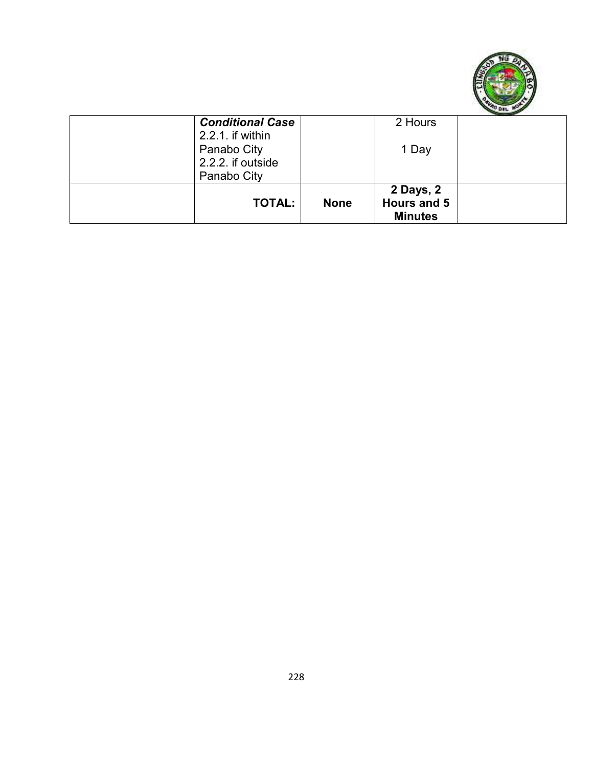| | | | | |
|---|---|---|---|---|
| | ***Conditional Case*** 2.2.1. if within Panabo City 2.2.2. if outside Panabo City | | 2 Hours<br><br>1 Day | |
| | **TOTAL:** | **None** | **2 Days, 2 Hours and 5 Minutes** | |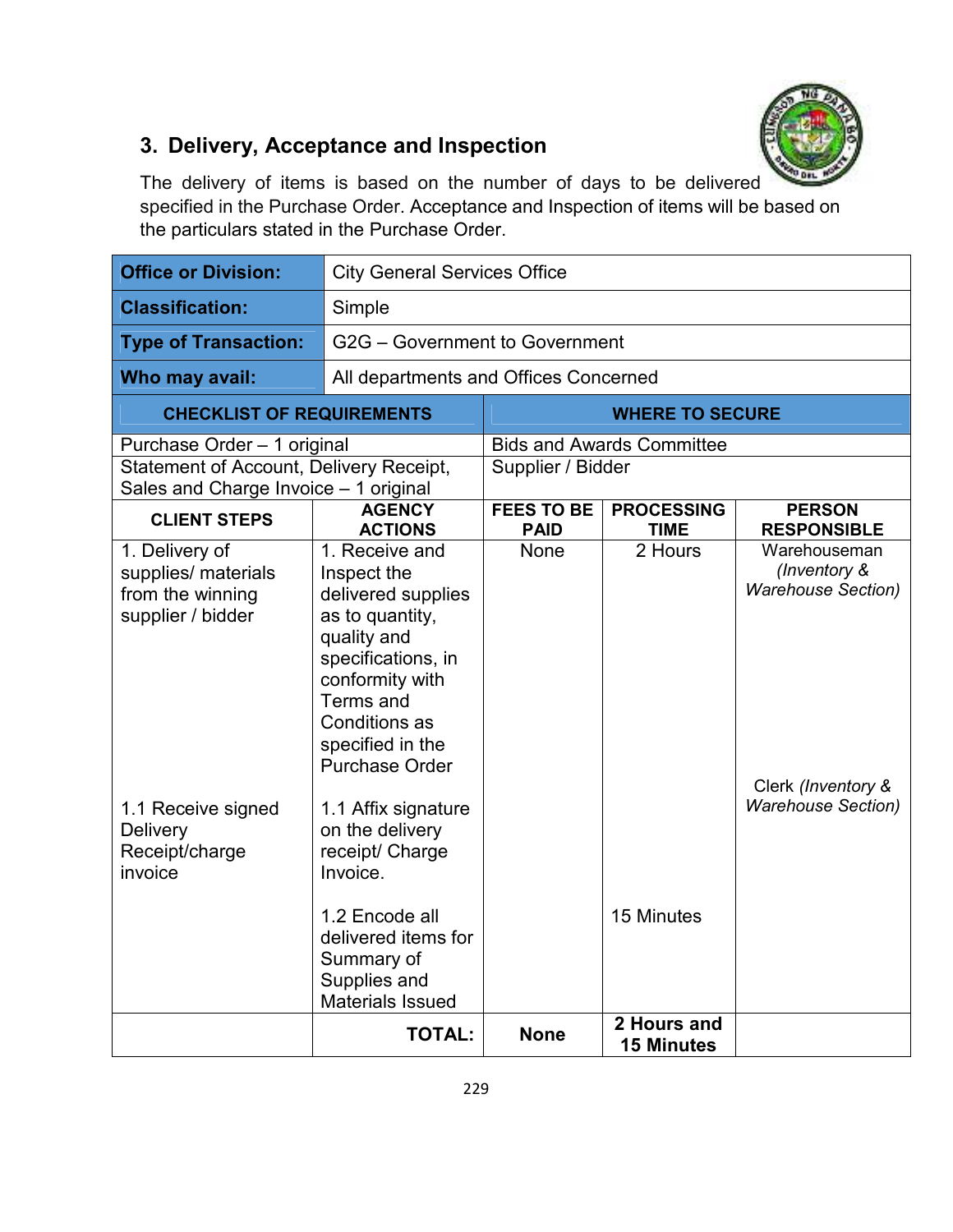## 3. Delivery, Acceptance and Inspection

The delivery of items is based on the number of days to be delivered specified in the Purchase Order. Acceptance and Inspection of items will be based on the particulars stated in the Purchase Order.

| **Office or Division:** | City General Services Office | | | |
|---|---|---|---|---|
| **Classification:** | Simple | | | |
| **Type of Transaction:** | G2G – Government to Government | | | |
| **Who may avail:** | All departments and Offices Concerned | | | |
| **CHECKLIST OF REQUIREMENTS** | | **WHERE TO SECURE** | | |
| Purchase Order – 1 original | | Bids and Awards Committee | | |
| Statement of Account, Delivery Receipt, Sales and Charge Invoice – 1 original | | Supplier / Bidder | | |
| **CLIENT STEPS** | **AGENCY ACTIONS** | **FEES TO BE PAID** | **PROCESSING TIME** | **PERSON RESPONSIBLE** |
| 1. Delivery of supplies/ materials from the winning supplier / bidder | 1. Receive and Inspect the delivered supplies as to quantity, quality and specifications, in conformity with Terms and Conditions as specified in the Purchase Order | None | 2 Hours | Warehouseman *(Inventory & Warehouse Section)* |
| 1.1 Receive signed Delivery Receipt/charge invoice | 1.1 Affix signature on the delivery receipt/ Charge Invoice. | | | Clerk *(Inventory & Warehouse Section)* |
| | 1.2 Encode all delivered items for Summary of Supplies and Materials Issued | | 15 Minutes | |
| | **TOTAL:** | **None** | **2 Hours and 15 Minutes** | |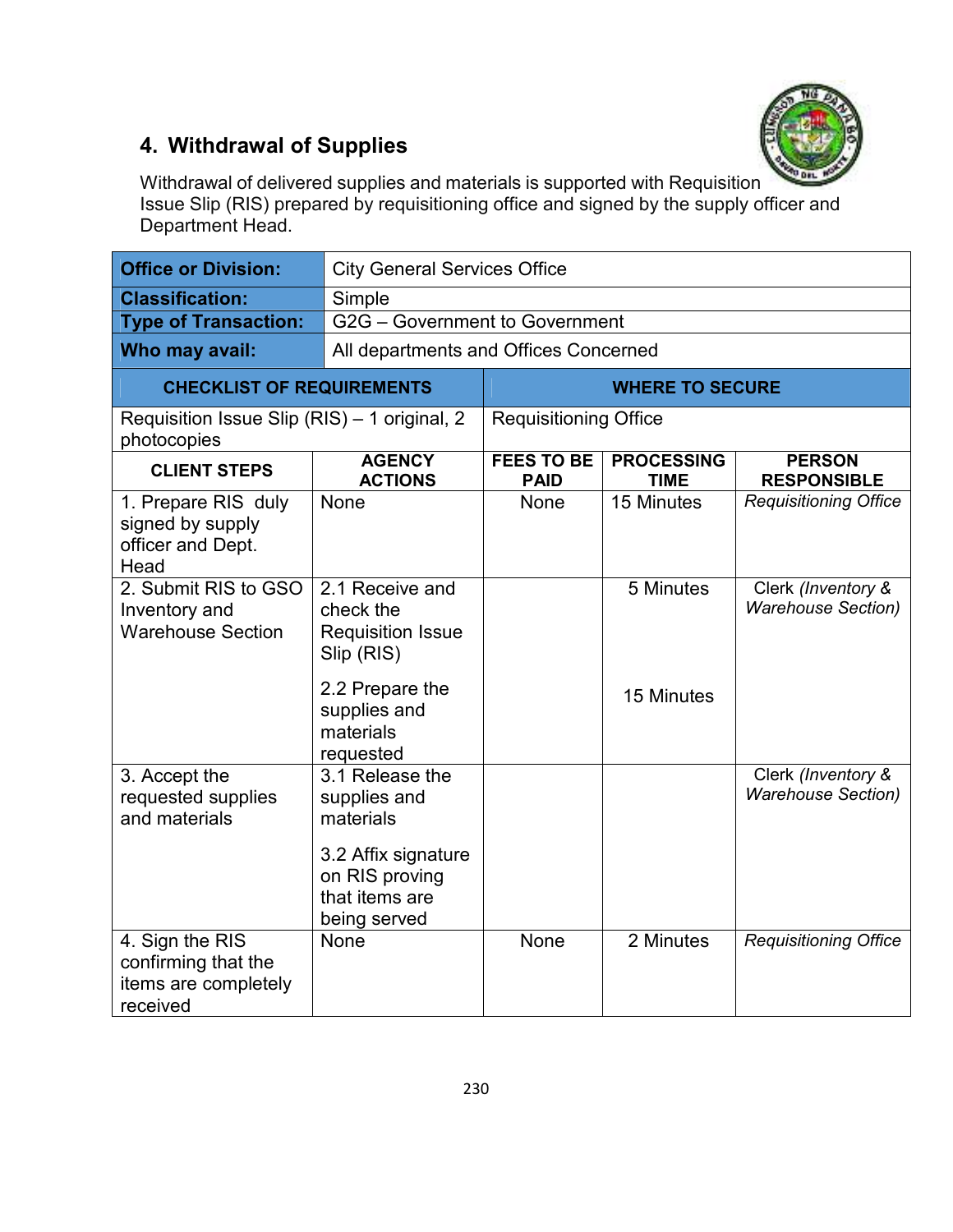## 4. Withdrawal of Supplies

Withdrawal of delivered supplies and materials is supported with Requisition Issue Slip (RIS) prepared by requisitioning office and signed by the supply officer and Department Head.

| **Office or Division:** | City General Services Office | | | |
|---|---|---|---|---|
| **Classification:** | Simple | | | |
| **Type of Transaction:** | G2G – Government to Government | | | |
| **Who may avail:** | All departments and Offices Concerned | | | |
| **CHECKLIST OF REQUIREMENTS** | | **WHERE TO SECURE** | | |
| Requisition Issue Slip (RIS) – 1 original, 2 photocopies | | Requisitioning Office | | |
| **CLIENT STEPS** | **AGENCY ACTIONS** | **FEES TO BE PAID** | **PROCESSING TIME** | **PERSON RESPONSIBLE** |
| 1. Prepare RIS duly signed by supply officer and Dept. Head | None | None | 15 Minutes | *Requisitioning Office* |
| 2. Submit RIS to GSO Inventory and Warehouse Section | 2.1 Receive and check the Requisition Issue Slip (RIS) | | 5 Minutes | Clerk *(Inventory & Warehouse Section)* |
| | 2.2 Prepare the supplies and materials requested | | 15 Minutes | |
| 3. Accept the requested supplies and materials | 3.1 Release the supplies and materials | | | Clerk *(Inventory & Warehouse Section)* |
| | 3.2 Affix signature on RIS proving that items are being served | | | |
| 4. Sign the RIS confirming that the items are completely received | None | None | 2 Minutes | *Requisitioning Office* |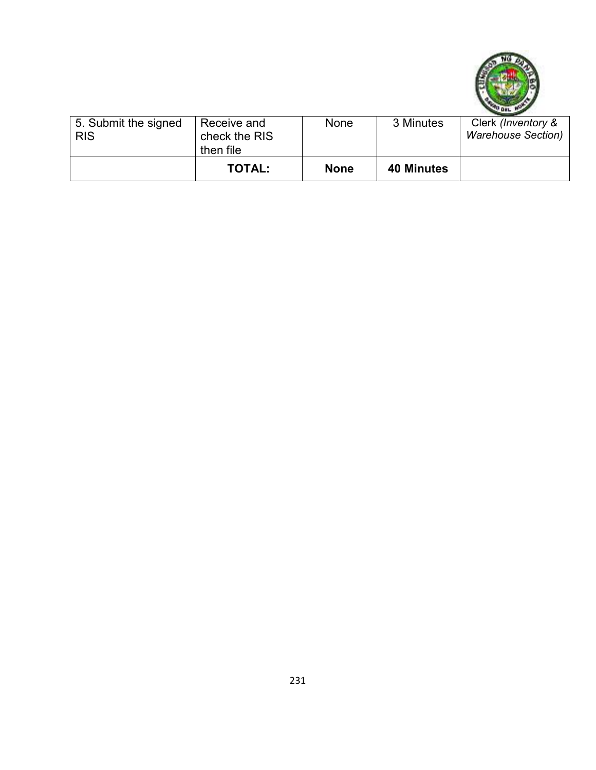| 5. Submit the signed RIS | Receive and check the RIS then file | None | 3 Minutes | Clerk *(Inventory & Warehouse Section)* |
|---|---|---|---|---|
| | **TOTAL:** | **None** | **40 Minutes** | |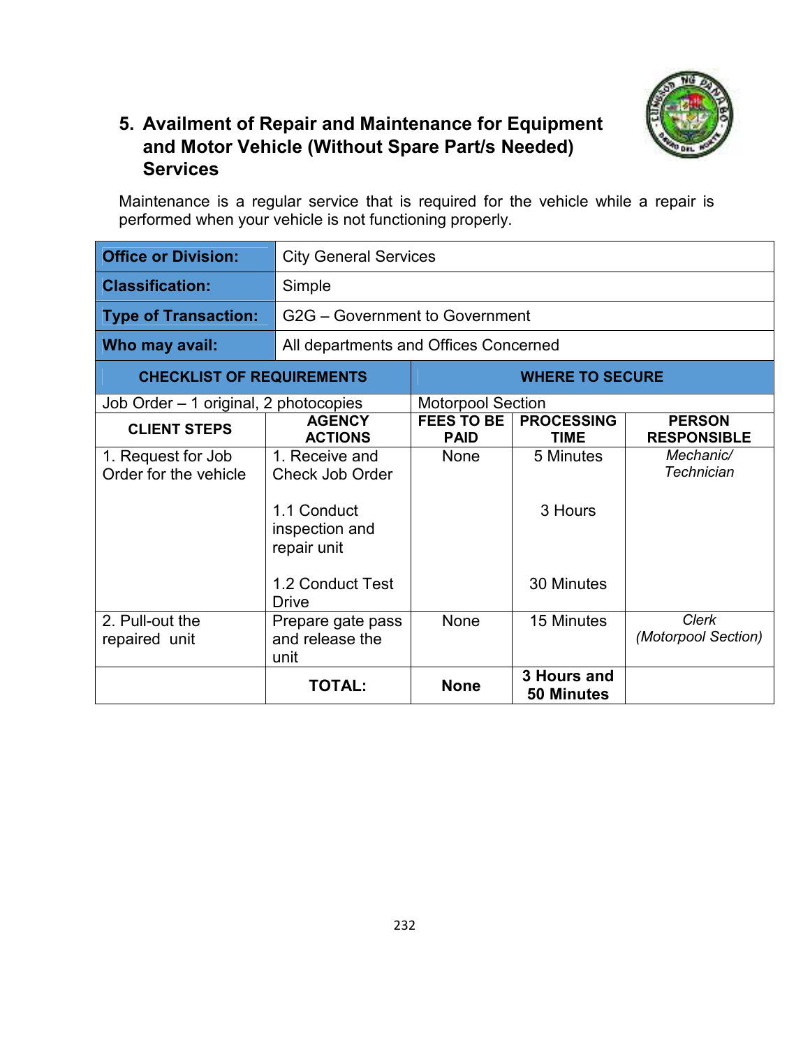## 5. Availment of Repair and Maintenance for Equipment and Motor Vehicle (Without Spare Part/s Needed) Services

Maintenance is a regular service that is required for the vehicle while a repair is performed when your vehicle is not functioning properly.

| **Office or Division:** | City General Services |
|---|---|
| **Classification:** | Simple |
| **Type of Transaction:** | G2G – Government to Government |
| **Who may avail:** | All departments and Offices Concerned |

| **CHECKLIST OF REQUIREMENTS** | **WHERE TO SECURE** |
|---|---|
| Job Order – 1 original, 2 photocopies | Motorpool Section |

| **CLIENT STEPS** | **AGENCY ACTIONS** | **FEES TO BE PAID** | **PROCESSING TIME** | **PERSON RESPONSIBLE** |
|---|---|---|---|---|
| 1. Request for Job Order for the vehicle | 1. Receive and Check Job Order | None | 5 Minutes | *Mechanic/ Technician* |
| | 1.1 Conduct inspection and repair unit | | 3 Hours | |
| | 1.2 Conduct Test Drive | | 30 Minutes | |
| 2. Pull-out the repaired unit | Prepare gate pass and release the unit | None | 15 Minutes | *Clerk (Motorpool Section)* |
| | **TOTAL:** | **None** | **3 Hours and 50 Minutes** | |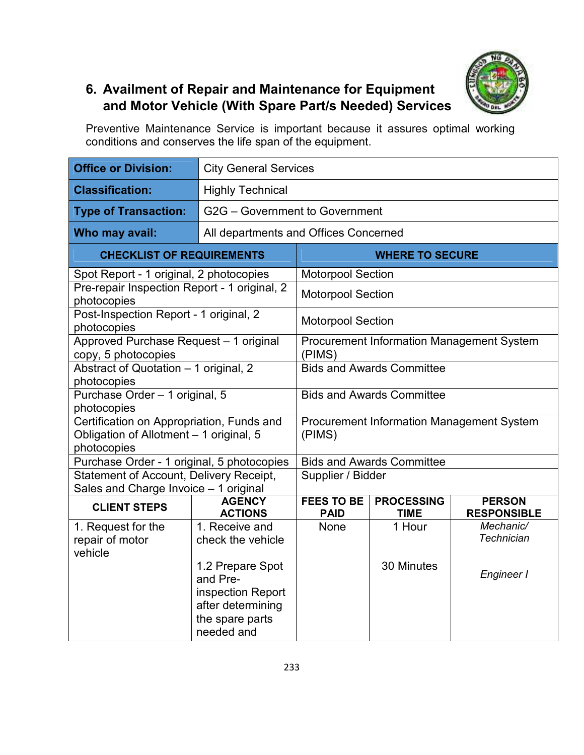## 6. Availment of Repair and Maintenance for Equipment and Motor Vehicle (With Spare Part/s Needed) Services

Preventive Maintenance Service is important because it assures optimal working conditions and conserves the life span of the equipment.

| **Office or Division:** | City General Services |
|---|---|
| **Classification:** | Highly Technical |
| **Type of Transaction:** | G2G – Government to Government |
| **Who may avail:** | All departments and Offices Concerned |

| **CHECKLIST OF REQUIREMENTS** | **WHERE TO SECURE** |
|---|---|
| Spot Report - 1 original, 2 photocopies | Motorpool Section |
| Pre-repair Inspection Report - 1 original, 2 photocopies | Motorpool Section |
| Post-Inspection Report - 1 original, 2 photocopies | Motorpool Section |
| Approved Purchase Request – 1 original copy, 5 photocopies | Procurement Information Management System (PIMS) |
| Abstract of Quotation – 1 original, 2 photocopies | Bids and Awards Committee |
| Purchase Order – 1 original, 5 photocopies | Bids and Awards Committee |
| Certification on Appropriation, Funds and Obligation of Allotment – 1 original, 5 photocopies | Procurement Information Management System (PIMS) |
| Purchase Order - 1 original, 5 photocopies | Bids and Awards Committee |
| Statement of Account, Delivery Receipt, Sales and Charge Invoice – 1 original | Supplier / Bidder |

| **CLIENT STEPS** | **AGENCY ACTIONS** | **FEES TO BE PAID** | **PROCESSING TIME** | **PERSON RESPONSIBLE** |
|---|---|---|---|---|
| 1. Request for the repair of motor vehicle | 1. Receive and check the vehicle | None | 1 Hour | *Mechanic/ Technician* |
| | 1.2 Prepare Spot and Pre-inspection Report after determining the spare parts needed and | | 30 Minutes | *Engineer I* |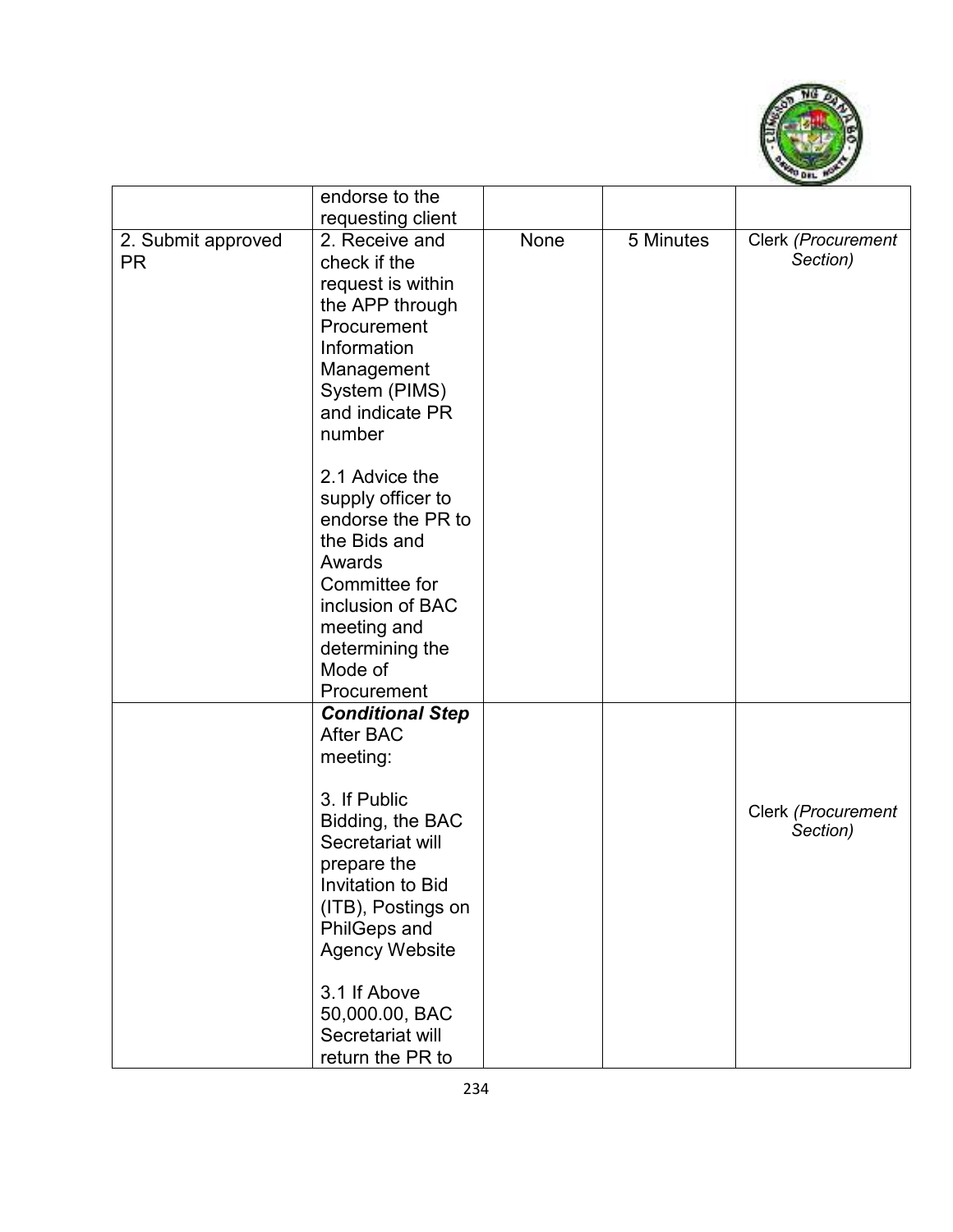| | endorse to the requesting client | | | |
|---|---|---|---|---|
| 2. Submit approved PR | 2. Receive and check if the request is within the APP through Procurement Information Management System (PIMS) and indicate PR number<br><br>2.1 Advice the supply officer to endorse the PR to the Bids and Awards Committee for inclusion of BAC meeting and determining the Mode of Procurement | None | 5 Minutes | Clerk *(Procurement Section)* |
| | ***Conditional Step*** After BAC meeting:<br><br>3. If Public Bidding, the BAC Secretariat will prepare the Invitation to Bid (ITB), Postings on PhilGeps and Agency Website<br><br>3.1 If Above 50,000.00, BAC Secretariat will return the PR to | | | Clerk *(Procurement Section)* |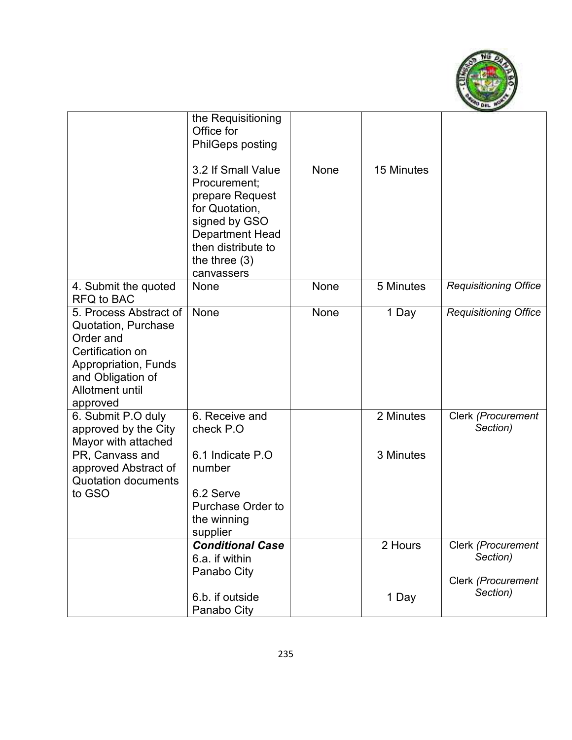| | | | | |
|---|---|---|---|---|
| | the Requisitioning Office for PhilGeps posting<br><br>3.2 If Small Value Procurement; prepare Request for Quotation, signed by GSO Department Head then distribute to the three (3) canvassers | None | 15 Minutes | |
| 4. Submit the quoted RFQ to BAC | None | None | 5 Minutes | *Requisitioning Office* |
| 5. Process Abstract of Quotation, Purchase Order and Certification on Appropriation, Funds and Obligation of Allotment until approved | None | None | 1 Day | *Requisitioning Office* |
| 6. Submit P.O duly approved by the City Mayor with attached PR, Canvass and approved Abstract of Quotation documents to GSO | 6. Receive and check P.O<br><br>6.1 Indicate P.O number<br><br>6.2 Serve Purchase Order to the winning supplier | | 2 Minutes<br><br>3 Minutes | Clerk *(Procurement Section)* |
| | ***Conditional Case***<br>6.a. if within Panabo City<br><br>6.b. if outside Panabo City | | 2 Hours<br><br>1 Day | Clerk *(Procurement Section)*<br><br>Clerk *(Procurement Section)* |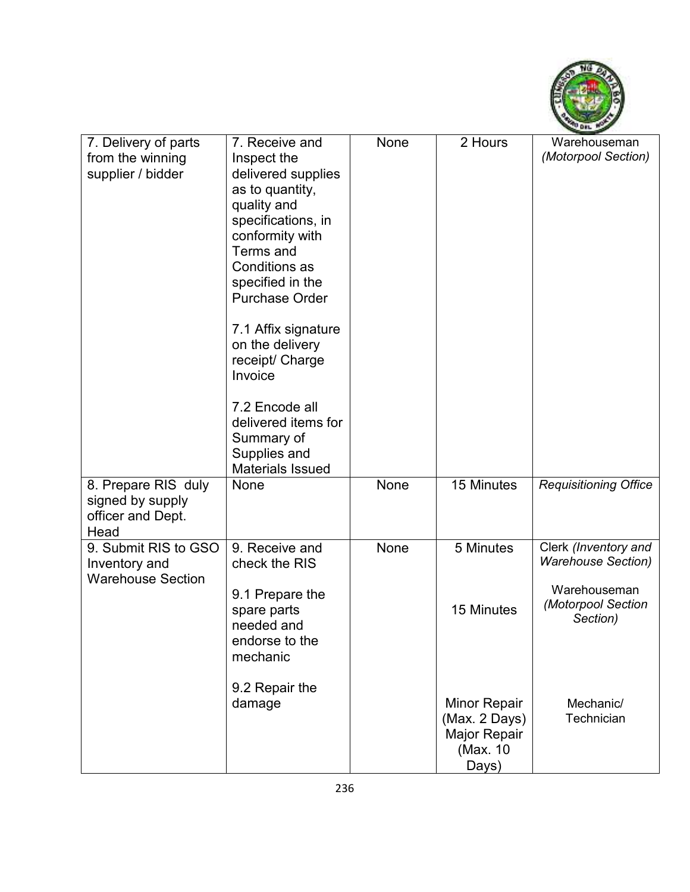| | | | | |
|---|---|---|---|---|
| 7. Delivery of parts from the winning supplier / bidder | 7. Receive and Inspect the delivered supplies as to quantity, quality and specifications, in conformity with Terms and Conditions as specified in the Purchase Order<br><br>7.1 Affix signature on the delivery receipt/ Charge Invoice<br><br>7.2 Encode all delivered items for Summary of Supplies and Materials Issued | None | 2 Hours | Warehouseman *(Motorpool Section)* |
| 8. Prepare RIS duly signed by supply officer and Dept. Head | None | None | 15 Minutes | *Requisitioning Office* |
| 9. Submit RIS to GSO Inventory and Warehouse Section | 9. Receive and check the RIS<br><br>9.1 Prepare the spare parts needed and endorse to the mechanic<br><br>9.2 Repair the damage | None | 5 Minutes<br><br>15 Minutes<br><br>Minor Repair (Max. 2 Days)<br>Major Repair (Max. 10 Days) | Clerk *(Inventory and Warehouse Section)*<br><br>Warehouseman *(Motorpool Section Section)*<br><br>Mechanic/ Technician |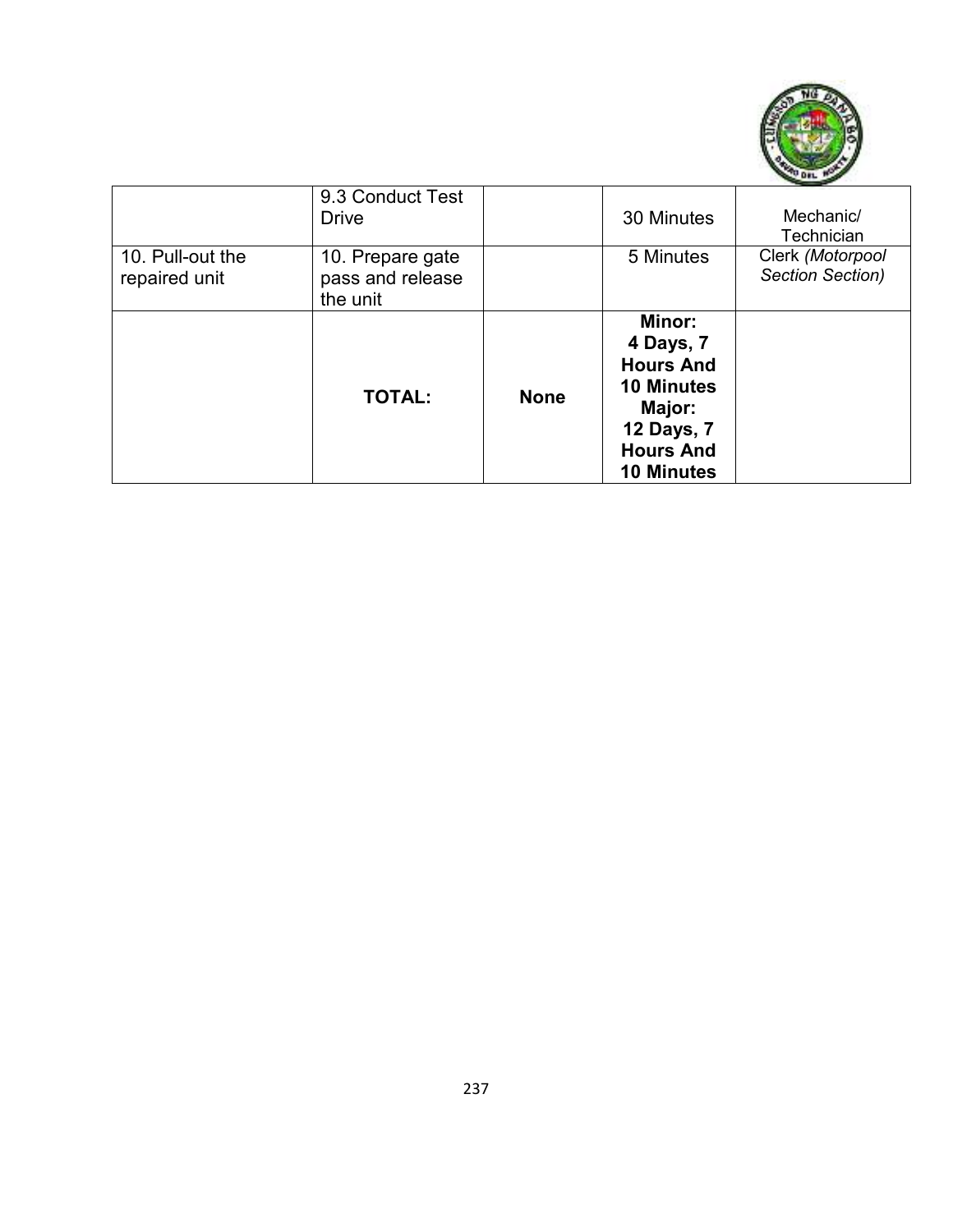| | | | | |
|---|---|---|---|---|
| | 9.3 Conduct Test Drive | | 30 Minutes | Mechanic/ Technician |
| 10. Pull-out the repaired unit | 10. Prepare gate pass and release the unit | | 5 Minutes | Clerk *(Motorpool Section Section)* |
| | **TOTAL:** | **None** | **Minor: 4 Days, 7 Hours And 10 Minutes Major: 12 Days, 7 Hours And 10 Minutes** | |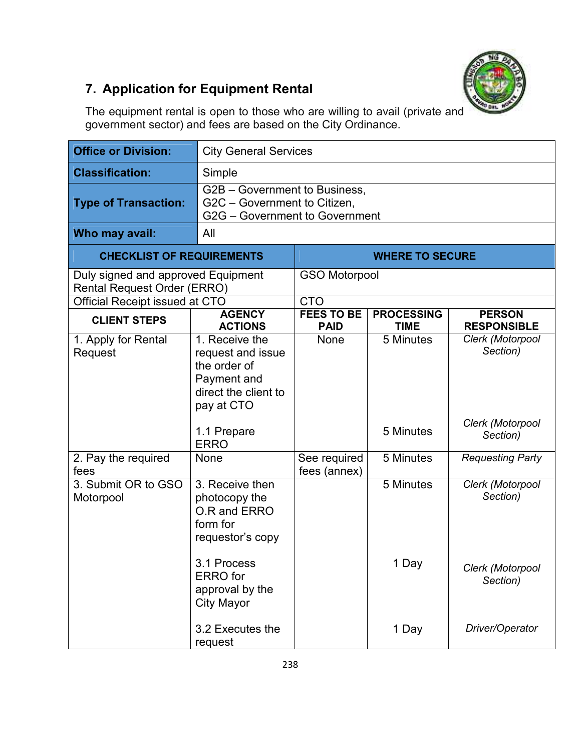## 7. Application for Equipment Rental

The equipment rental is open to those who are willing to avail (private and government sector) and fees are based on the City Ordinance.

| | |
|---|---|
| **Office or Division:** | City General Services |
| **Classification:** | Simple |
| **Type of Transaction:** | G2B – Government to Business,<br>G2C – Government to Citizen,<br>G2G – Government to Government |
| **Who may avail:** | All |

| CHECKLIST OF REQUIREMENTS | WHERE TO SECURE |
|---|---|
| Duly signed and approved Equipment Rental Request Order (ERRO) | GSO Motorpool |
| Official Receipt issued at CTO | CTO |

| CLIENT STEPS | AGENCY ACTIONS | FEES TO BE PAID | PROCESSING TIME | PERSON RESPONSIBLE |
|---|---|---|---|---|
| 1. Apply for Rental Request | 1. Receive the request and issue the order of Payment and direct the client to pay at CTO | None | 5 Minutes | *Clerk (Motorpool Section)* |
| | 1.1 Prepare ERRO | | 5 Minutes | *Clerk (Motorpool Section)* |
| 2. Pay the required fees | None | See required fees (annex) | 5 Minutes | *Requesting Party* |
| 3. Submit OR to GSO Motorpool | 3. Receive then photocopy the O.R and ERRO form for requestor's copy | | 5 Minutes | *Clerk (Motorpool Section)* |
| | 3.1 Process ERRO for approval by the City Mayor | | 1 Day | *Clerk (Motorpool Section)* |
| | 3.2 Executes the request | | 1 Day | *Driver/Operator* |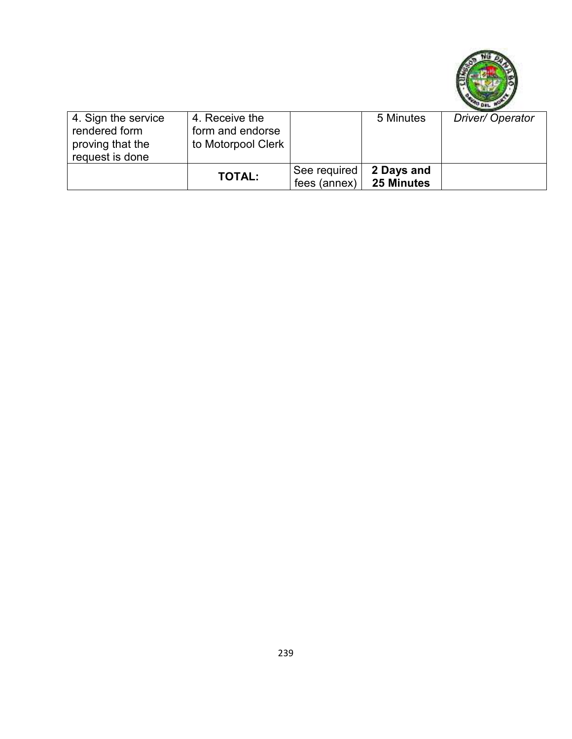| | | | | |
|---|---|---|---|---|
| 4. Sign the service rendered form proving that the request is done | 4. Receive the form and endorse to Motorpool Clerk | | 5 Minutes | *Driver/ Operator* |
| | **TOTAL:** | See required fees (annex) | **2 Days and 25 Minutes** | |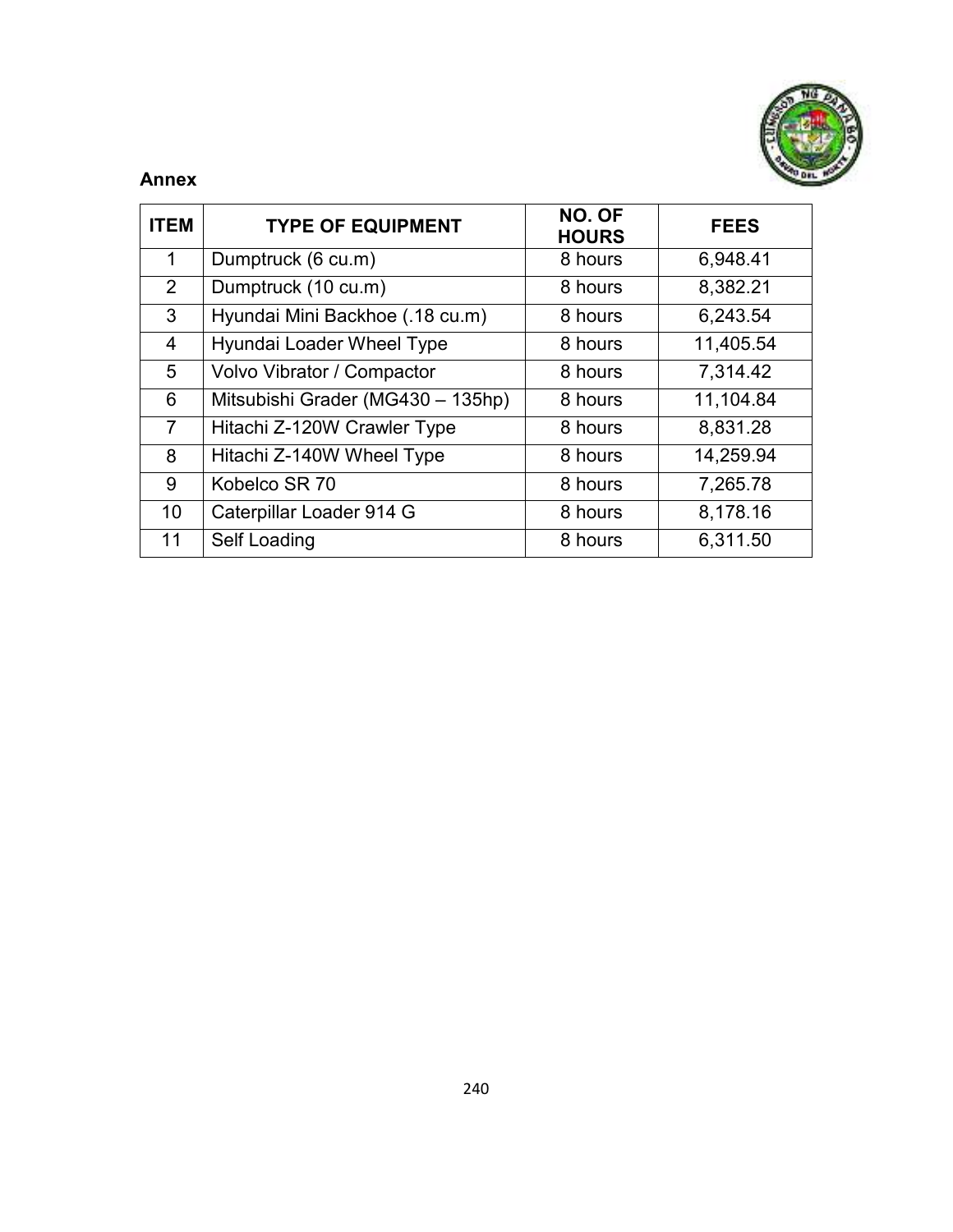**Annex**

| ITEM | TYPE OF EQUIPMENT | NO. OF HOURS | FEES |
|---|---|---|---|
| 1 | Dumptruck (6 cu.m) | 8 hours | 6,948.41 |
| 2 | Dumptruck (10 cu.m) | 8 hours | 8,382.21 |
| 3 | Hyundai Mini Backhoe (.18 cu.m) | 8 hours | 6,243.54 |
| 4 | Hyundai Loader Wheel Type | 8 hours | 11,405.54 |
| 5 | Volvo Vibrator / Compactor | 8 hours | 7,314.42 |
| 6 | Mitsubishi Grader (MG430 – 135hp) | 8 hours | 11,104.84 |
| 7 | Hitachi Z-120W Crawler Type | 8 hours | 8,831.28 |
| 8 | Hitachi Z-140W Wheel Type | 8 hours | 14,259.94 |
| 9 | Kobelco SR 70 | 8 hours | 7,265.78 |
| 10 | Caterpillar Loader 914 G | 8 hours | 8,178.16 |
| 11 | Self Loading | 8 hours | 6,311.50 |